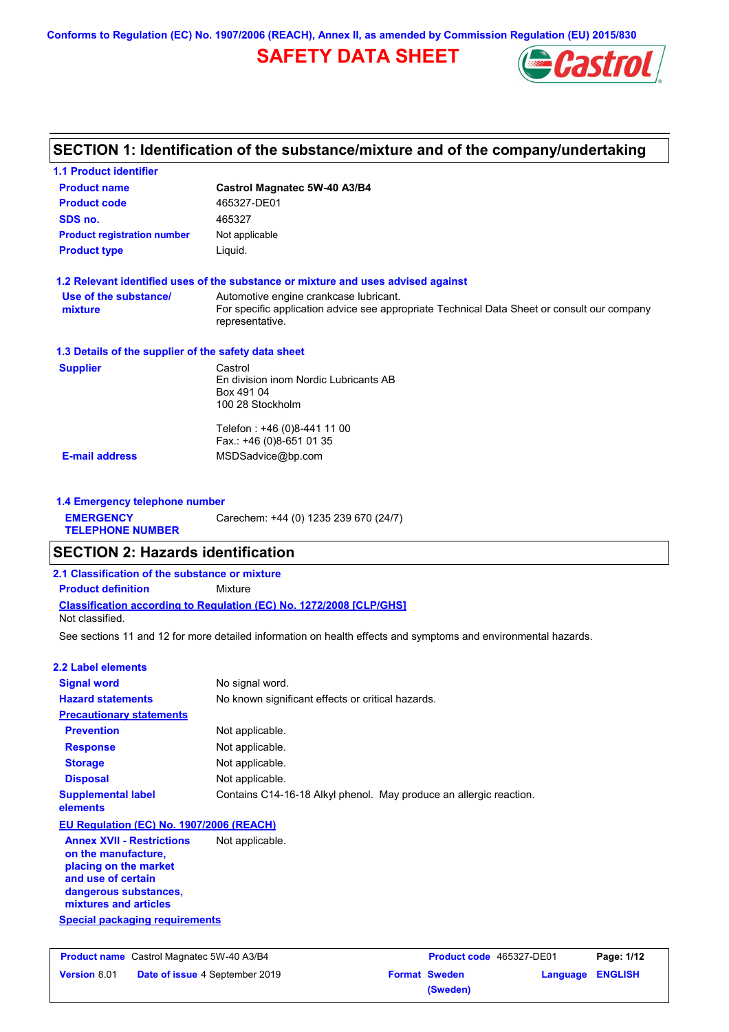Conforms to Regulation (EC) No. 1907/2006 (REACH), Annex II, as amended by Commission Regulation (EU) 2015/830

# SAFETY DATA SHEET

## SECTION 1: Identification of the substance/mixture and of the company/undertaking

### 1.1 Product identifier

| | |
|---|---|
| **Product name** | **Castrol Magnatec 5W-40 A3/B4** |
| **Product code** | 465327-DE01 |
| **SDS no.** | 465327 |
| **Product registration number** | Not applicable |
| **Product type** | Liquid. |

### 1.2 Relevant identified uses of the substance or mixture and uses advised against

**Use of the substance/ mixture**: Automotive engine crankcase lubricant.
For specific application advice see appropriate Technical Data Sheet or consult our company representative.

### 1.3 Details of the supplier of the safety data sheet

**Supplier**
Castrol
En division inom Nordic Lubricants AB
Box 491 04
100 28 Stockholm

Telefon : +46 (0)8-441 11 00
Fax.: +46 (0)8-651 01 35

**E-mail address**: MSDSadvice@bp.com

### 1.4 Emergency telephone number

**EMERGENCY TELEPHONE NUMBER**: Carechem: +44 (0) 1235 239 670 (24/7)

## SECTION 2: Hazards identification

### 2.1 Classification of the substance or mixture

**Product definition**: Mixture

**Classification according to Regulation (EC) No. 1272/2008 [CLP/GHS]**
Not classified.

See sections 11 and 12 for more detailed information on health effects and symptoms and environmental hazards.

### 2.2 Label elements

| | |
|---|---|
| **Signal word** | No signal word. |
| **Hazard statements** | No known significant effects or critical hazards. |

**Precautionary statements**

| | |
|---|---|
| **Prevention** | Not applicable. |
| **Response** | Not applicable. |
| **Storage** | Not applicable. |
| **Disposal** | Not applicable. |
| **Supplemental label elements** | Contains C14-16-18 Alkyl phenol. May produce an allergic reaction. |

**EU Regulation (EC) No. 1907/2006 (REACH)**

**Annex XVII - Restrictions on the manufacture, placing on the market and use of certain dangerous substances, mixtures and articles**: Not applicable.

**Special packaging requirements**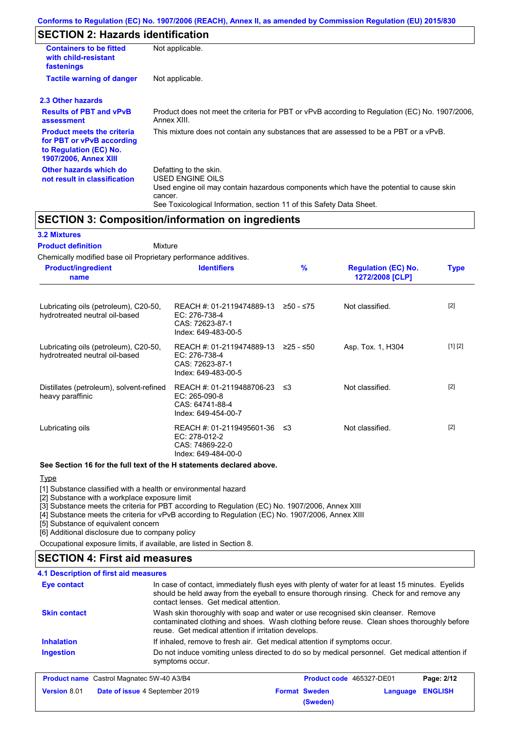## SECTION 2: Hazards identification

| | |
|---|---|
| **Containers to be fitted with child-resistant fastenings** | Not applicable. |
| **Tactile warning of danger** | Not applicable. |

### 2.3 Other hazards

| | |
|---|---|
| **Results of PBT and vPvB assessment** | Product does not meet the criteria for PBT or vPvB according to Regulation (EC) No. 1907/2006, Annex XIII. |
| **Product meets the criteria for PBT or vPvB according to Regulation (EC) No. 1907/2006, Annex XIII** | This mixture does not contain any substances that are assessed to be a PBT or a vPvB. |
| **Other hazards which do not result in classification** | Defatting to the skin.<br>USED ENGINE OILS<br>Used engine oil may contain hazardous components which have the potential to cause skin cancer.<br>See Toxicological Information, section 11 of this Safety Data Sheet. |

## SECTION 3: Composition/information on ingredients

### 3.2 Mixtures

**Product definition** Mixture

Chemically modified base oil Proprietary performance additives.

| Product/ingredient name | Identifiers | % | Regulation (EC) No. 1272/2008 [CLP] | Type |
|---|---|---|---|---|
| Lubricating oils (petroleum), C20-50, hydrotreated neutral oil-based | REACH #: 01-2119474889-13<br>EC: 276-738-4<br>CAS: 72623-87-1<br>Index: 649-483-00-5 | ≥50 - ≤75 | Not classified. | [2] |
| Lubricating oils (petroleum), C20-50, hydrotreated neutral oil-based | REACH #: 01-2119474889-13<br>EC: 276-738-4<br>CAS: 72623-87-1<br>Index: 649-483-00-5 | ≥25 - ≤50 | Asp. Tox. 1, H304 | [1] [2] |
| Distillates (petroleum), solvent-refined heavy paraffinic | REACH #: 01-2119488706-23<br>EC: 265-090-8<br>CAS: 64741-88-4<br>Index: 649-454-00-7 | ≤3 | Not classified. | [2] |
| Lubricating oils | REACH #: 01-2119495601-36<br>EC: 278-012-2<br>CAS: 74869-22-0<br>Index: 649-484-00-0 | ≤3 | Not classified. | [2] |

**See Section 16 for the full text of the H statements declared above.**

Type

[1] Substance classified with a health or environmental hazard
[2] Substance with a workplace exposure limit
[3] Substance meets the criteria for PBT according to Regulation (EC) No. 1907/2006, Annex XIII
[4] Substance meets the criteria for vPvB according to Regulation (EC) No. 1907/2006, Annex XIII
[5] Substance of equivalent concern
[6] Additional disclosure due to company policy

Occupational exposure limits, if available, are listed in Section 8.

## SECTION 4: First aid measures

### 4.1 Description of first aid measures

| | |
|---|---|
| **Eye contact** | In case of contact, immediately flush eyes with plenty of water for at least 15 minutes. Eyelids should be held away from the eyeball to ensure thorough rinsing. Check for and remove any contact lenses. Get medical attention. |
| **Skin contact** | Wash skin thoroughly with soap and water or use recognised skin cleanser. Remove contaminated clothing and shoes. Wash clothing before reuse. Clean shoes thoroughly before reuse. Get medical attention if irritation develops. |
| **Inhalation** | If inhaled, remove to fresh air. Get medical attention if symptoms occur. |
| **Ingestion** | Do not induce vomiting unless directed to do so by medical personnel. Get medical attention if symptoms occur. |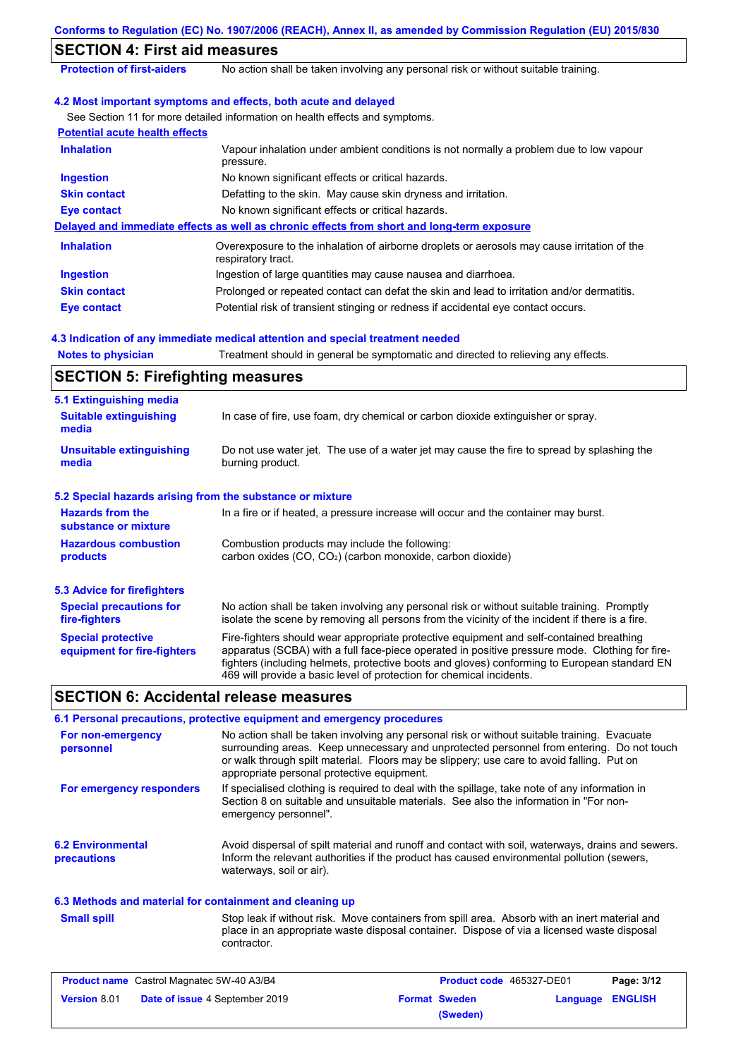## SECTION 4: First aid measures

| | |
|---|---|
| **Protection of first-aiders** | No action shall be taken involving any personal risk or without suitable training. |

### 4.2 Most important symptoms and effects, both acute and delayed

See Section 11 for more detailed information on health effects and symptoms.

**Potential acute health effects**

| | |
|---|---|
| **Inhalation** | Vapour inhalation under ambient conditions is not normally a problem due to low vapour pressure. |
| **Ingestion** | No known significant effects or critical hazards. |
| **Skin contact** | Defatting to the skin. May cause skin dryness and irritation. |
| **Eye contact** | No known significant effects or critical hazards. |

**Delayed and immediate effects as well as chronic effects from short and long-term exposure**

| | |
|---|---|
| **Inhalation** | Overexposure to the inhalation of airborne droplets or aerosols may cause irritation of the respiratory tract. |
| **Ingestion** | Ingestion of large quantities may cause nausea and diarrhoea. |
| **Skin contact** | Prolonged or repeated contact can defat the skin and lead to irritation and/or dermatitis. |
| **Eye contact** | Potential risk of transient stinging or redness if accidental eye contact occurs. |

### 4.3 Indication of any immediate medical attention and special treatment needed

| | |
|---|---|
| **Notes to physician** | Treatment should in general be symptomatic and directed to relieving any effects. |

## SECTION 5: Firefighting measures

### 5.1 Extinguishing media

| | |
|---|---|
| **Suitable extinguishing media** | In case of fire, use foam, dry chemical or carbon dioxide extinguisher or spray. |
| **Unsuitable extinguishing media** | Do not use water jet. The use of a water jet may cause the fire to spread by splashing the burning product. |

### 5.2 Special hazards arising from the substance or mixture

| | |
|---|---|
| **Hazards from the substance or mixture** | In a fire or if heated, a pressure increase will occur and the container may burst. |
| **Hazardous combustion products** | Combustion products may include the following: carbon oxides (CO, $CO_2$) (carbon monoxide, carbon dioxide) |

### 5.3 Advice for firefighters

| | |
|---|---|
| **Special precautions for fire-fighters** | No action shall be taken involving any personal risk or without suitable training. Promptly isolate the scene by removing all persons from the vicinity of the incident if there is a fire. |
| **Special protective equipment for fire-fighters** | Fire-fighters should wear appropriate protective equipment and self-contained breathing apparatus (SCBA) with a full face-piece operated in positive pressure mode. Clothing for fire-fighters (including helmets, protective boots and gloves) conforming to European standard EN 469 will provide a basic level of protection for chemical incidents. |

## SECTION 6: Accidental release measures

### 6.1 Personal precautions, protective equipment and emergency procedures

| | |
|---|---|
| **For non-emergency personnel** | No action shall be taken involving any personal risk or without suitable training. Evacuate surrounding areas. Keep unnecessary and unprotected personnel from entering. Do not touch or walk through spilt material. Floors may be slippery; use care to avoid falling. Put on appropriate personal protective equipment. |
| **For emergency responders** | If specialised clothing is required to deal with the spillage, take note of any information in Section 8 on suitable and unsuitable materials. See also the information in "For non-emergency personnel". |

| | |
|---|---|
| **6.2 Environmental precautions** | Avoid dispersal of spilt material and runoff and contact with soil, waterways, drains and sewers. Inform the relevant authorities if the product has caused environmental pollution (sewers, waterways, soil or air). |

### 6.3 Methods and material for containment and cleaning up

| | |
|---|---|
| **Small spill** | Stop leak if without risk. Move containers from spill area. Absorb with an inert material and place in an appropriate waste disposal container. Dispose of via a licensed waste disposal contractor. |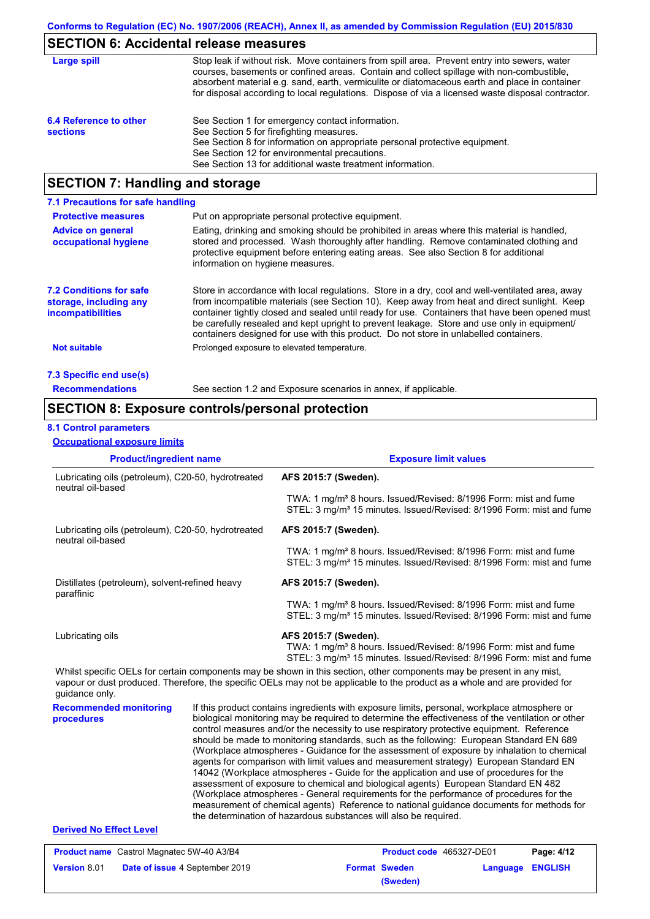## SECTION 6: Accidental release measures

| | |
|---|---|
| **Large spill** | Stop leak if without risk. Move containers from spill area. Prevent entry into sewers, water courses, basements or confined areas. Contain and collect spillage with non-combustible, absorbent material e.g. sand, earth, vermiculite or diatomaceous earth and place in container for disposal according to local regulations. Dispose of via a licensed waste disposal contractor. |
| **6.4 Reference to other sections** | See Section 1 for emergency contact information.<br>See Section 5 for firefighting measures.<br>See Section 8 for information on appropriate personal protective equipment.<br>See Section 12 for environmental precautions.<br>See Section 13 for additional waste treatment information. |

## SECTION 7: Handling and storage

### 7.1 Precautions for safe handling

| | |
|---|---|
| **Protective measures** | Put on appropriate personal protective equipment. |
| **Advice on general occupational hygiene** | Eating, drinking and smoking should be prohibited in areas where this material is handled, stored and processed. Wash thoroughly after handling. Remove contaminated clothing and protective equipment before entering eating areas. See also Section 8 for additional information on hygiene measures. |
| **7.2 Conditions for safe storage, including any incompatibilities** | Store in accordance with local regulations. Store in a dry, cool and well-ventilated area, away from incompatible materials (see Section 10). Keep away from heat and direct sunlight. Keep container tightly closed and sealed until ready for use. Containers that have been opened must be carefully resealed and kept upright to prevent leakage. Store and use only in equipment/containers designed for use with this product. Do not store in unlabelled containers. |
| **Not suitable** | Prolonged exposure to elevated temperature. |

### 7.3 Specific end use(s)

| | |
|---|---|
| **Recommendations** | See section 1.2 and Exposure scenarios in annex, if applicable. |

## SECTION 8: Exposure controls/personal protection

### 8.1 Control parameters

**Occupational exposure limits**

| Product/ingredient name | Exposure limit values |
|---|---|
| Lubricating oils (petroleum), C20-50, hydrotreated neutral oil-based | **AFS 2015:7 (Sweden).**<br>TWA: 1 mg/m³ 8 hours. Issued/Revised: 8/1996 Form: mist and fume<br>STEL: 3 mg/m³ 15 minutes. Issued/Revised: 8/1996 Form: mist and fume |
| Lubricating oils (petroleum), C20-50, hydrotreated neutral oil-based | **AFS 2015:7 (Sweden).**<br>TWA: 1 mg/m³ 8 hours. Issued/Revised: 8/1996 Form: mist and fume<br>STEL: 3 mg/m³ 15 minutes. Issued/Revised: 8/1996 Form: mist and fume |
| Distillates (petroleum), solvent-refined heavy paraffinic | **AFS 2015:7 (Sweden).**<br>TWA: 1 mg/m³ 8 hours. Issued/Revised: 8/1996 Form: mist and fume<br>STEL: 3 mg/m³ 15 minutes. Issued/Revised: 8/1996 Form: mist and fume |
| Lubricating oils | **AFS 2015:7 (Sweden).**<br>TWA: 1 mg/m³ 8 hours. Issued/Revised: 8/1996 Form: mist and fume<br>STEL: 3 mg/m³ 15 minutes. Issued/Revised: 8/1996 Form: mist and fume |

Whilst specific OELs for certain components may be shown in this section, other components may be present in any mist, vapour or dust produced. Therefore, the specific OELs may not be applicable to the product as a whole and are provided for guidance only.

| | |
|---|---|
| **Recommended monitoring procedures** | If this product contains ingredients with exposure limits, personal, workplace atmosphere or biological monitoring may be required to determine the effectiveness of the ventilation or other control measures and/or the necessity to use respiratory protective equipment. Reference should be made to monitoring standards, such as the following: European Standard EN 689 (Workplace atmospheres - Guidance for the assessment of exposure by inhalation to chemical agents for comparison with limit values and measurement strategy) European Standard EN 14042 (Workplace atmospheres - Guide for the application and use of procedures for the assessment of exposure to chemical and biological agents) European Standard EN 482 (Workplace atmospheres - General requirements for the performance of procedures for the measurement of chemical agents) Reference to national guidance documents for methods for the determination of hazardous substances will also be required. |

**Derived No Effect Level**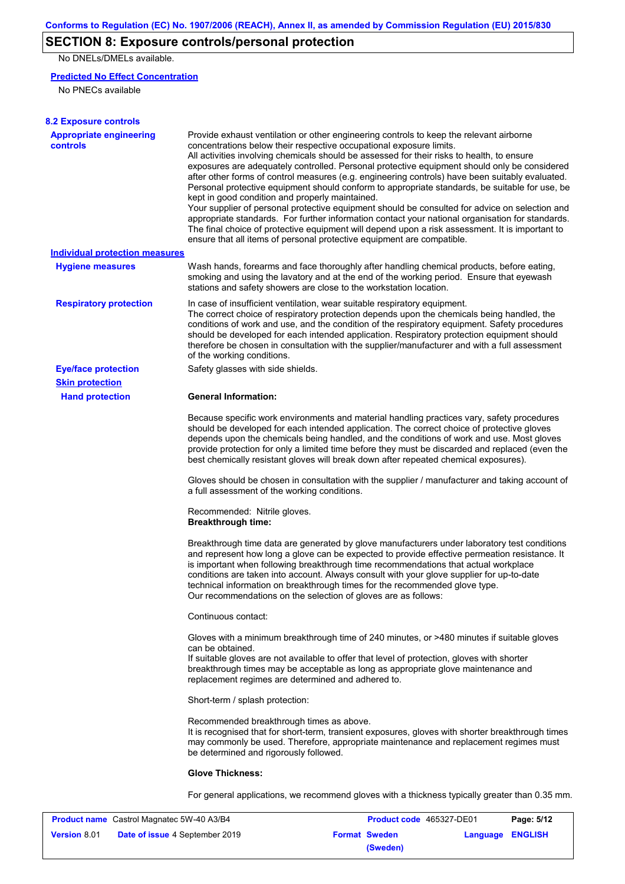## SECTION 8: Exposure controls/personal protection

No DNELs/DMELs available.

**Predicted No Effect Concentration**

No PNECs available

**8.2 Exposure controls**

**Appropriate engineering controls**

Provide exhaust ventilation or other engineering controls to keep the relevant airborne concentrations below their respective occupational exposure limits.
All activities involving chemicals should be assessed for their risks to health, to ensure exposures are adequately controlled. Personal protective equipment should only be considered after other forms of control measures (e.g. engineering controls) have been suitably evaluated. Personal protective equipment should conform to appropriate standards, be suitable for use, be kept in good condition and properly maintained.
Your supplier of personal protective equipment should be consulted for advice on selection and appropriate standards. For further information contact your national organisation for standards. The final choice of protective equipment will depend upon a risk assessment. It is important to ensure that all items of personal protective equipment are compatible.

**Individual protection measures**

**Hygiene measures**

Wash hands, forearms and face thoroughly after handling chemical products, before eating, smoking and using the lavatory and at the end of the working period. Ensure that eyewash stations and safety showers are close to the workstation location.

**Respiratory protection**

In case of insufficient ventilation, wear suitable respiratory equipment.
The correct choice of respiratory protection depends upon the chemicals being handled, the conditions of work and use, and the condition of the respiratory equipment. Safety procedures should be developed for each intended application. Respiratory protection equipment should therefore be chosen in consultation with the supplier/manufacturer and with a full assessment of the working conditions.

**Eye/face protection**

Safety glasses with side shields.

**Skin protection**

**Hand protection**

**General Information:**

Because specific work environments and material handling practices vary, safety procedures should be developed for each intended application. The correct choice of protective gloves depends upon the chemicals being handled, and the conditions of work and use. Most gloves provide protection for only a limited time before they must be discarded and replaced (even the best chemically resistant gloves will break down after repeated chemical exposures).

Gloves should be chosen in consultation with the supplier / manufacturer and taking account of a full assessment of the working conditions.

Recommended: Nitrile gloves.
**Breakthrough time:**

Breakthrough time data are generated by glove manufacturers under laboratory test conditions and represent how long a glove can be expected to provide effective permeation resistance. It is important when following breakthrough time recommendations that actual workplace conditions are taken into account. Always consult with your glove supplier for up-to-date technical information on breakthrough times for the recommended glove type.
Our recommendations on the selection of gloves are as follows:

Continuous contact:

Gloves with a minimum breakthrough time of 240 minutes, or >480 minutes if suitable gloves can be obtained.
If suitable gloves are not available to offer that level of protection, gloves with shorter breakthrough times may be acceptable as long as appropriate glove maintenance and replacement regimes are determined and adhered to.

Short-term / splash protection:

Recommended breakthrough times as above.
It is recognised that for short-term, transient exposures, gloves with shorter breakthrough times may commonly be used. Therefore, appropriate maintenance and replacement regimes must be determined and rigorously followed.

**Glove Thickness:**

For general applications, we recommend gloves with a thickness typically greater than 0.35 mm.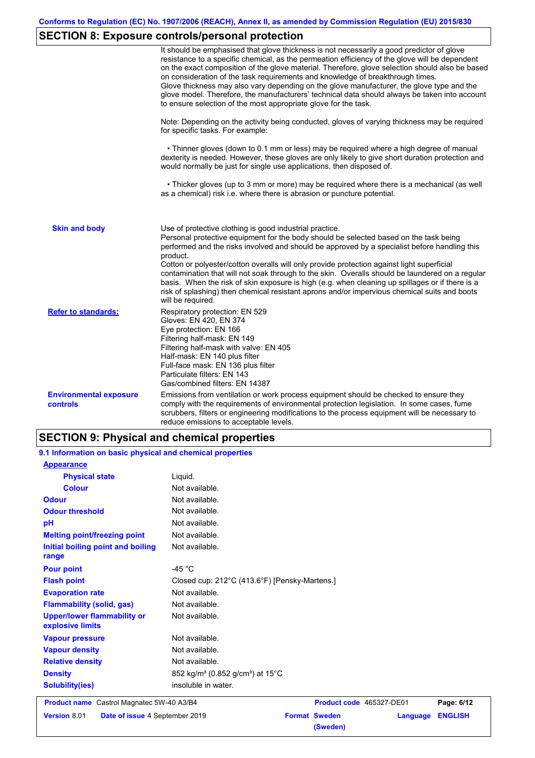## SECTION 8: Exposure controls/personal protection

It should be emphasised that glove thickness is not necessarily a good predictor of glove resistance to a specific chemical, as the permeation efficiency of the glove will be dependent on the exact composition of the glove material. Therefore, glove selection should also be based on consideration of the task requirements and knowledge of breakthrough times.
Glove thickness may also vary depending on the glove manufacturer, the glove type and the glove model. Therefore, the manufacturers' technical data should always be taken into account to ensure selection of the most appropriate glove for the task.

Note: Depending on the activity being conducted, gloves of varying thickness may be required for specific tasks. For example:

• Thinner gloves (down to 0.1 mm or less) may be required where a high degree of manual dexterity is needed. However, these gloves are only likely to give short duration protection and would normally be just for single use applications, then disposed of.

• Thicker gloves (up to 3 mm or more) may be required where there is a mechanical (as well as a chemical) risk i.e. where there is abrasion or puncture potential.

**Skin and body**

Use of protective clothing is good industrial practice.
Personal protective equipment for the body should be selected based on the task being performed and the risks involved and should be approved by a specialist before handling this product.
Cotton or polyester/cotton overalls will only provide protection against light superficial contamination that will not soak through to the skin. Overalls should be laundered on a regular basis. When the risk of skin exposure is high (e.g. when cleaning up spillages or if there is a risk of splashing) then chemical resistant aprons and/or impervious chemical suits and boots will be required.

**Refer to standards:**

Respiratory protection: EN 529
Gloves: EN 420, EN 374
Eye protection: EN 166
Filtering half-mask: EN 149
Filtering half-mask with valve: EN 405
Half-mask: EN 140 plus filter
Full-face mask: EN 136 plus filter
Particulate filters: EN 143
Gas/combined filters: EN 14387

**Environmental exposure controls**

Emissions from ventilation or work process equipment should be checked to ensure they comply with the requirements of environmental protection legislation. In some cases, fume scrubbers, filters or engineering modifications to the process equipment will be necessary to reduce emissions to acceptable levels.

## SECTION 9: Physical and chemical properties

### 9.1 Information on basic physical and chemical properties

**Appearance**

| Property | Value |
|---|---|
| Physical state | Liquid. |
| Colour | Not available. |
| Odour | Not available. |
| Odour threshold | Not available. |
| pH | Not available. |
| Melting point/freezing point | Not available. |
| Initial boiling point and boiling range | Not available. |
| Pour point | -45 °C |
| Flash point | Closed cup: 212°C (413.6°F) [Pensky-Martens.] |
| Evaporation rate | Not available. |
| Flammability (solid, gas) | Not available. |
| Upper/lower flammability or explosive limits | Not available. |
| Vapour pressure | Not available. |
| Vapour density | Not available. |
| Relative density | Not available. |
| Density | 852 kg/m³ (0.852 g/cm³) at 15°C |
| Solubility(ies) | insoluble in water. |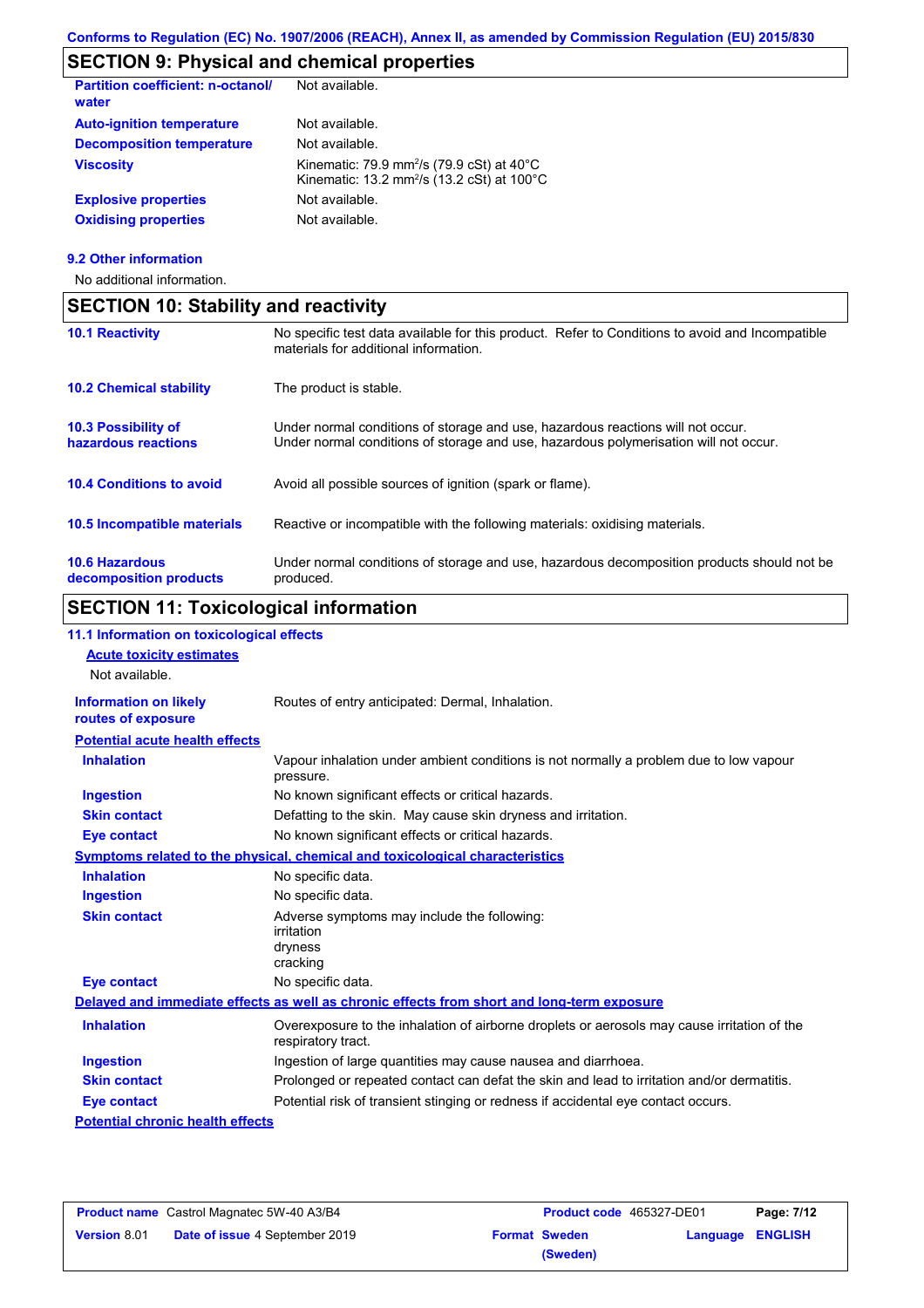## SECTION 9: Physical and chemical properties

| | |
|---|---|
| **Partition coefficient: n-octanol/ water** | Not available. |
| **Auto-ignition temperature** | Not available. |
| **Decomposition temperature** | Not available. |
| **Viscosity** | Kinematic: 79.9 $mm^2/s$ (79.9 cSt) at 40°C<br>Kinematic: 13.2 $mm^2/s$ (13.2 cSt) at 100°C |
| **Explosive properties** | Not available. |
| **Oxidising properties** | Not available. |

### 9.2 Other information

No additional information.

## SECTION 10: Stability and reactivity

| | |
|---|---|
| **10.1 Reactivity** | No specific test data available for this product. Refer to Conditions to avoid and Incompatible materials for additional information. |
| **10.2 Chemical stability** | The product is stable. |
| **10.3 Possibility of hazardous reactions** | Under normal conditions of storage and use, hazardous reactions will not occur.<br>Under normal conditions of storage and use, hazardous polymerisation will not occur. |
| **10.4 Conditions to avoid** | Avoid all possible sources of ignition (spark or flame). |
| **10.5 Incompatible materials** | Reactive or incompatible with the following materials: oxidising materials. |
| **10.6 Hazardous decomposition products** | Under normal conditions of storage and use, hazardous decomposition products should not be produced. |

## SECTION 11: Toxicological information

### 11.1 Information on toxicological effects

**Acute toxicity estimates**

Not available.

| | |
|---|---|
| **Information on likely routes of exposure** | Routes of entry anticipated: Dermal, Inhalation. |

**Potential acute health effects**

| | |
|---|---|
| **Inhalation** | Vapour inhalation under ambient conditions is not normally a problem due to low vapour pressure. |
| **Ingestion** | No known significant effects or critical hazards. |
| **Skin contact** | Defatting to the skin. May cause skin dryness and irritation. |
| **Eye contact** | No known significant effects or critical hazards. |

**Symptoms related to the physical, chemical and toxicological characteristics**

| | |
|---|---|
| **Inhalation** | No specific data. |
| **Ingestion** | No specific data. |
| **Skin contact** | Adverse symptoms may include the following:<br>irritation<br>dryness<br>cracking |
| **Eye contact** | No specific data. |

**Delayed and immediate effects as well as chronic effects from short and long-term exposure**

| | |
|---|---|
| **Inhalation** | Overexposure to the inhalation of airborne droplets or aerosols may cause irritation of the respiratory tract. |
| **Ingestion** | Ingestion of large quantities may cause nausea and diarrhoea. |
| **Skin contact** | Prolonged or repeated contact can defat the skin and lead to irritation and/or dermatitis. |
| **Eye contact** | Potential risk of transient stinging or redness if accidental eye contact occurs. |

**Potential chronic health effects**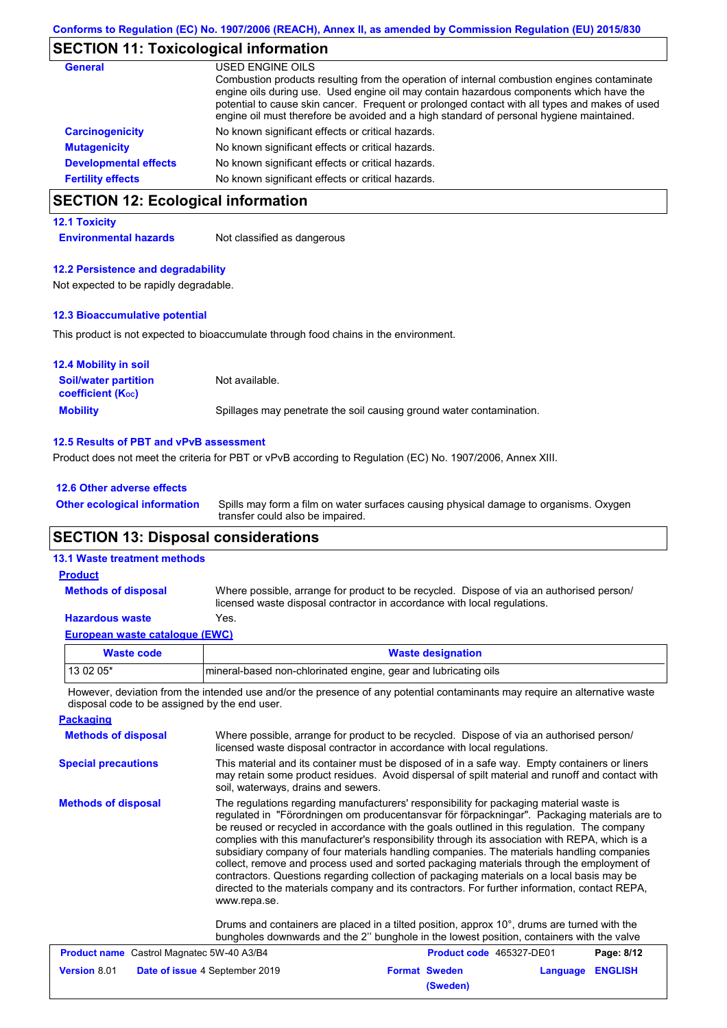## SECTION 11: Toxicological information

**General**

USED ENGINE OILS
Combustion products resulting from the operation of internal combustion engines contaminate engine oils during use. Used engine oil may contain hazardous components which have the potential to cause skin cancer. Frequent or prolonged contact with all types and makes of used engine oil must therefore be avoided and a high standard of personal hygiene maintained.

**Carcinogenicity** No known significant effects or critical hazards.

**Mutagenicity** No known significant effects or critical hazards.

**Developmental effects** No known significant effects or critical hazards.

**Fertility effects** No known significant effects or critical hazards.

## SECTION 12: Ecological information

### 12.1 Toxicity

**Environmental hazards** Not classified as dangerous

### 12.2 Persistence and degradability

Not expected to be rapidly degradable.

### 12.3 Bioaccumulative potential

This product is not expected to bioaccumulate through food chains in the environment.

### 12.4 Mobility in soil

**Soil/water partition coefficient ($K_{OC}$)** Not available.

**Mobility** Spillages may penetrate the soil causing ground water contamination.

### 12.5 Results of PBT and vPvB assessment

Product does not meet the criteria for PBT or vPvB according to Regulation (EC) No. 1907/2006, Annex XIII.

### 12.6 Other adverse effects

**Other ecological information** Spills may form a film on water surfaces causing physical damage to organisms. Oxygen transfer could also be impaired.

## SECTION 13: Disposal considerations

### 13.1 Waste treatment methods

**Product**

**Methods of disposal** Where possible, arrange for product to be recycled. Dispose of via an authorised person/ licensed waste disposal contractor in accordance with local regulations.

**Hazardous waste** Yes.

**European waste catalogue (EWC)**

| Waste code | Waste designation |
|---|---|
| 13 02 05* | mineral-based non-chlorinated engine, gear and lubricating oils |

However, deviation from the intended use and/or the presence of any potential contaminants may require an alternative waste disposal code to be assigned by the end user.

**Packaging**

**Methods of disposal** Where possible, arrange for product to be recycled. Dispose of via an authorised person/ licensed waste disposal contractor in accordance with local regulations.

**Special precautions** This material and its container must be disposed of in a safe way. Empty containers or liners may retain some product residues. Avoid dispersal of spilt material and runoff and contact with soil, waterways, drains and sewers.

**Methods of disposal** The regulations regarding manufacturers' responsibility for packaging material waste is regulated in "Förordningen om producentansvar för förpackningar". Packaging materials are to be reused or recycled in accordance with the goals outlined in this regulation. The company complies with this manufacturer's responsibility through its association with REPA, which is a subsidiary company of four materials handling companies. The materials handling companies collect, remove and process used and sorted packaging materials through the employment of contractors. Questions regarding collection of packaging materials on a local basis may be directed to the materials company and its contractors. For further information, contact REPA, www.repa.se.

Drums and containers are placed in a tilted position, approx 10°, drums are turned with the bungholes downwards and the 2'' bunghole in the lowest position, containers with the valve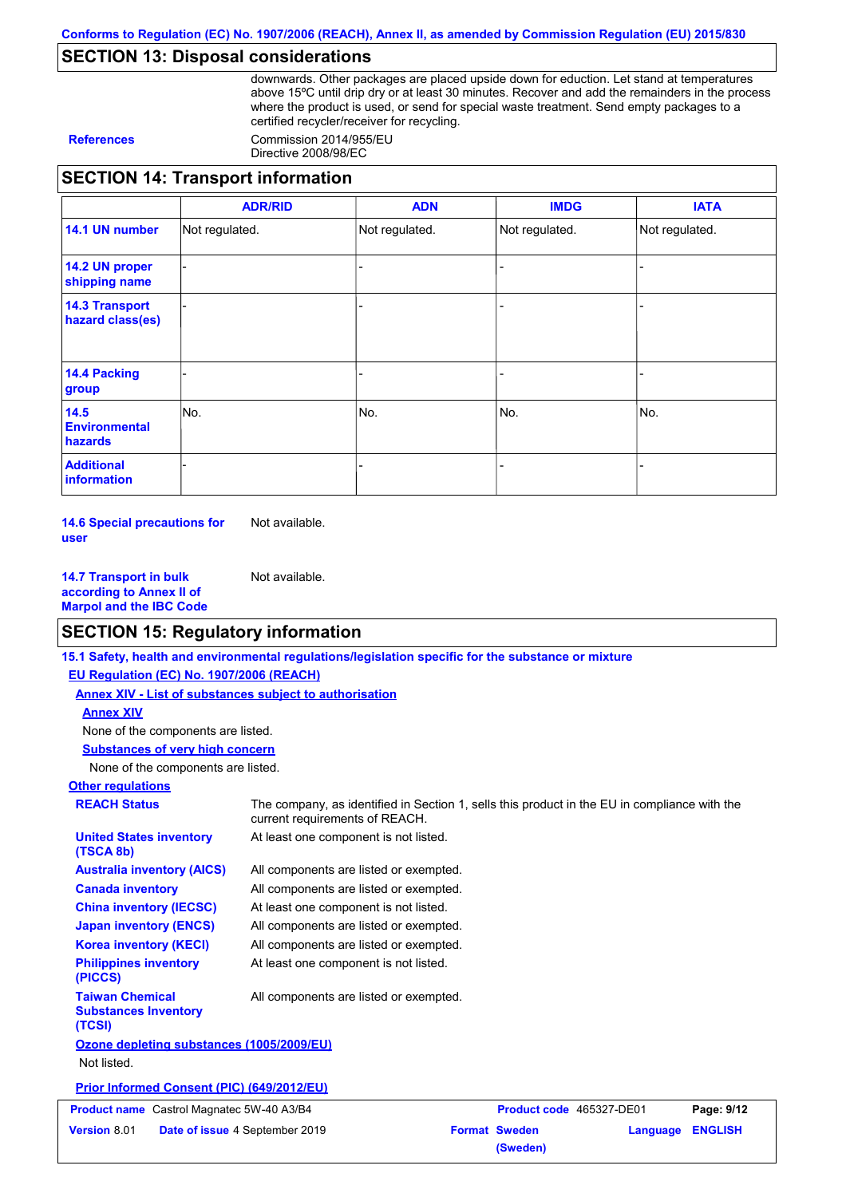## SECTION 13: Disposal considerations

downwards. Other packages are placed upside down for eduction. Let stand at temperatures above 15ºC until drip dry or at least 30 minutes. Recover and add the remainders in the process where the product is used, or send for special waste treatment. Send empty packages to a certified recycler/receiver for recycling.

**References** Commission 2014/955/EU
Directive 2008/98/EC

## SECTION 14: Transport information

| | ADR/RID | ADN | IMDG | IATA |
|---|---|---|---|---|
| **14.1 UN number** | Not regulated. | Not regulated. | Not regulated. | Not regulated. |
| **14.2 UN proper shipping name** | - | - | - | - |
| **14.3 Transport hazard class(es)** | - | - | - | - |
| **14.4 Packing group** | - | - | - | - |
| **14.5 Environmental hazards** | No. | No. | No. | No. |
| **Additional information** | - | - | - | - |

**14.6 Special precautions for user** Not available.

**14.7 Transport in bulk according to Annex II of Marpol and the IBC Code** Not available.

## SECTION 15: Regulatory information

**15.1 Safety, health and environmental regulations/legislation specific for the substance or mixture**

**EU Regulation (EC) No. 1907/2006 (REACH)**

**Annex XIV - List of substances subject to authorisation**

**Annex XIV**

None of the components are listed.

**Substances of very high concern**

None of the components are listed.

**Other regulations**

**REACH Status** The company, as identified in Section 1, sells this product in the EU in compliance with the current requirements of REACH.

**United States inventory (TSCA 8b)** At least one component is not listed.

**Australia inventory (AICS)** All components are listed or exempted.

**Canada inventory** All components are listed or exempted.

**China inventory (IECSC)** At least one component is not listed.

**Japan inventory (ENCS)** All components are listed or exempted.

**Korea inventory (KECI)** All components are listed or exempted.

**Philippines inventory (PICCS)** At least one component is not listed.

**Taiwan Chemical Substances Inventory (TCSI)** All components are listed or exempted.

**Ozone depleting substances (1005/2009/EU)**

Not listed.

**Prior Informed Consent (PIC) (649/2012/EU)**

| **Product name** Castrol Magnatec 5W-40 A3/B4 | **Product code** 465327-DE01 | |
|---|---|---|
| **Version** 8.01 **Date of issue** 4 September 2019 | **Format** Sweden (Sweden) | **Language** ENGLISH |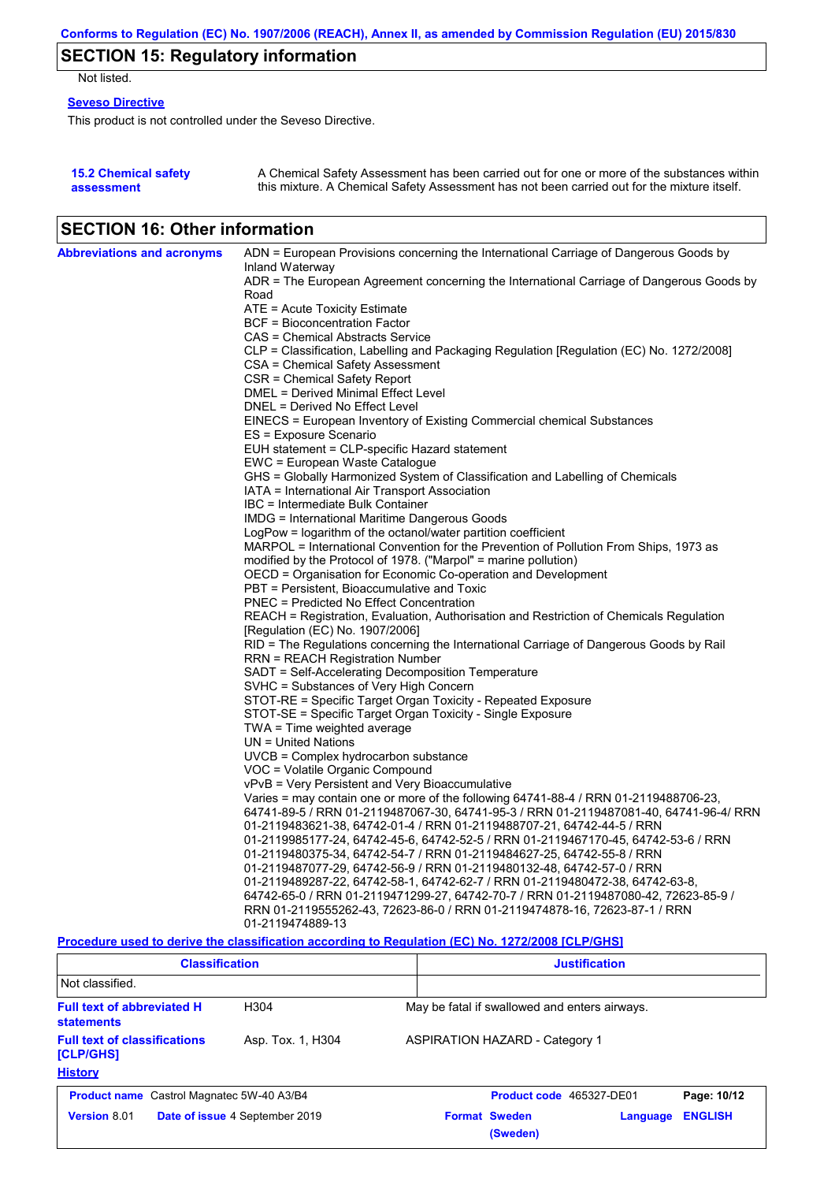## SECTION 15: Regulatory information

Not listed.

**Seveso Directive**

This product is not controlled under the Seveso Directive.

**15.2 Chemical safety assessment**

A Chemical Safety Assessment has been carried out for one or more of the substances within this mixture. A Chemical Safety Assessment has not been carried out for the mixture itself.

## SECTION 16: Other information

**Abbreviations and acronyms**

ADN = European Provisions concerning the International Carriage of Dangerous Goods by Inland Waterway
ADR = The European Agreement concerning the International Carriage of Dangerous Goods by Road
ATE = Acute Toxicity Estimate
BCF = Bioconcentration Factor
CAS = Chemical Abstracts Service
CLP = Classification, Labelling and Packaging Regulation [Regulation (EC) No. 1272/2008]
CSA = Chemical Safety Assessment
CSR = Chemical Safety Report
DMEL = Derived Minimal Effect Level
DNEL = Derived No Effect Level
EINECS = European Inventory of Existing Commercial chemical Substances
ES = Exposure Scenario
EUH statement = CLP-specific Hazard statement
EWC = European Waste Catalogue
GHS = Globally Harmonized System of Classification and Labelling of Chemicals
IATA = International Air Transport Association
IBC = Intermediate Bulk Container
IMDG = International Maritime Dangerous Goods
LogPow = logarithm of the octanol/water partition coefficient
MARPOL = International Convention for the Prevention of Pollution From Ships, 1973 as modified by the Protocol of 1978. ("Marpol" = marine pollution)
OECD = Organisation for Economic Co-operation and Development
PBT = Persistent, Bioaccumulative and Toxic
PNEC = Predicted No Effect Concentration
REACH = Registration, Evaluation, Authorisation and Restriction of Chemicals Regulation [Regulation (EC) No. 1907/2006]
RID = The Regulations concerning the International Carriage of Dangerous Goods by Rail
RRN = REACH Registration Number
SADT = Self-Accelerating Decomposition Temperature
SVHC = Substances of Very High Concern
STOT-RE = Specific Target Organ Toxicity - Repeated Exposure
STOT-SE = Specific Target Organ Toxicity - Single Exposure
TWA = Time weighted average
UN = United Nations
UVCB = Complex hydrocarbon substance
VOC = Volatile Organic Compound
vPvB = Very Persistent and Very Bioaccumulative
Varies = may contain one or more of the following 64741-88-4 / RRN 01-2119488706-23, 64741-89-5 / RRN 01-2119487067-30, 64741-95-3 / RRN 01-2119487081-40, 64741-96-4/ RRN 01-2119483621-38, 64742-01-4 / RRN 01-2119488707-21, 64742-44-5 / RRN 01-2119985177-24, 64742-45-6, 64742-52-5 / RRN 01-2119467170-45, 64742-53-6 / RRN 01-2119480375-34, 64742-54-7 / RRN 01-2119484627-25, 64742-55-8 / RRN 01-2119487077-29, 64742-56-9 / RRN 01-2119480132-48, 64742-57-0 / RRN 01-2119489287-22, 64742-58-1, 64742-62-7 / RRN 01-2119480472-38, 64742-63-8, 64742-65-0 / RRN 01-2119471299-27, 64742-70-7 / RRN 01-2119487080-42, 72623-85-9 / RRN 01-2119555262-43, 72623-86-0 / RRN 01-2119474878-16, 72623-87-1 / RRN 01-2119474889-13

**Procedure used to derive the classification according to Regulation (EC) No. 1272/2008 [CLP/GHS]**

| Classification | Justification |
|---|---|
| Not classified. | |

**Full text of abbreviated H statements** — H304: May be fatal if swallowed and enters airways.

**Full text of classifications [CLP/GHS]** — Asp. Tox. 1, H304: ASPIRATION HAZARD - Category 1

**History**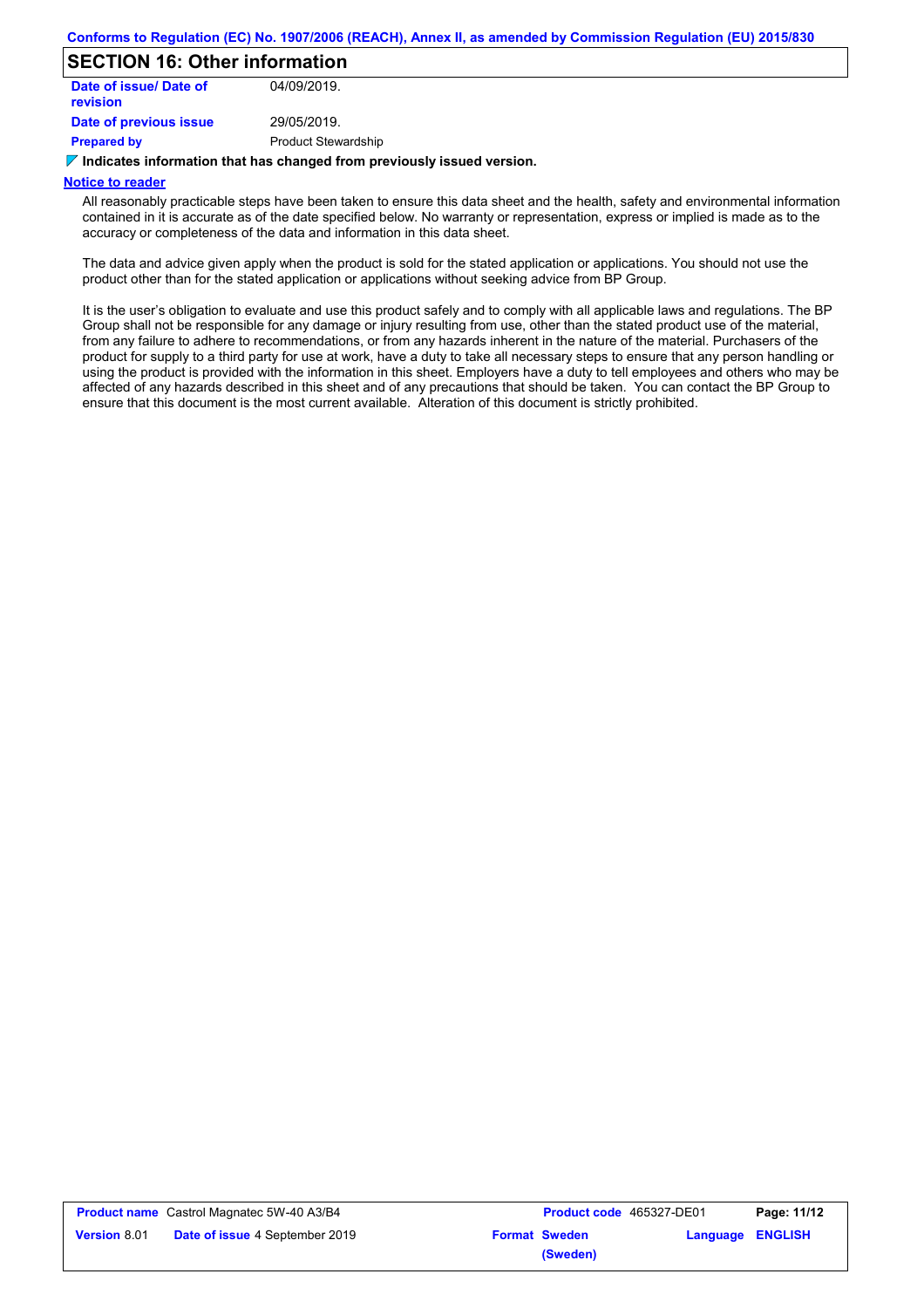## SECTION 16: Other information

| | |
|---|---|
| **Date of issue/ Date of revision** | 04/09/2019. |
| **Date of previous issue** | 29/05/2019. |
| **Prepared by** | Product Stewardship |

**Indicates information that has changed from previously issued version.**

**Notice to reader**

All reasonably practicable steps have been taken to ensure this data sheet and the health, safety and environmental information contained in it is accurate as of the date specified below. No warranty or representation, express or implied is made as to the accuracy or completeness of the data and information in this data sheet.

The data and advice given apply when the product is sold for the stated application or applications. You should not use the product other than for the stated application or applications without seeking advice from BP Group.

It is the user's obligation to evaluate and use this product safely and to comply with all applicable laws and regulations. The BP Group shall not be responsible for any damage or injury resulting from use, other than the stated product use of the material, from any failure to adhere to recommendations, or from any hazards inherent in the nature of the material. Purchasers of the product for supply to a third party for use at work, have a duty to take all necessary steps to ensure that any person handling or using the product is provided with the information in this sheet. Employers have a duty to tell employees and others who may be affected of any hazards described in this sheet and of any precautions that should be taken. You can contact the BP Group to ensure that this document is the most current available. Alteration of this document is strictly prohibited.